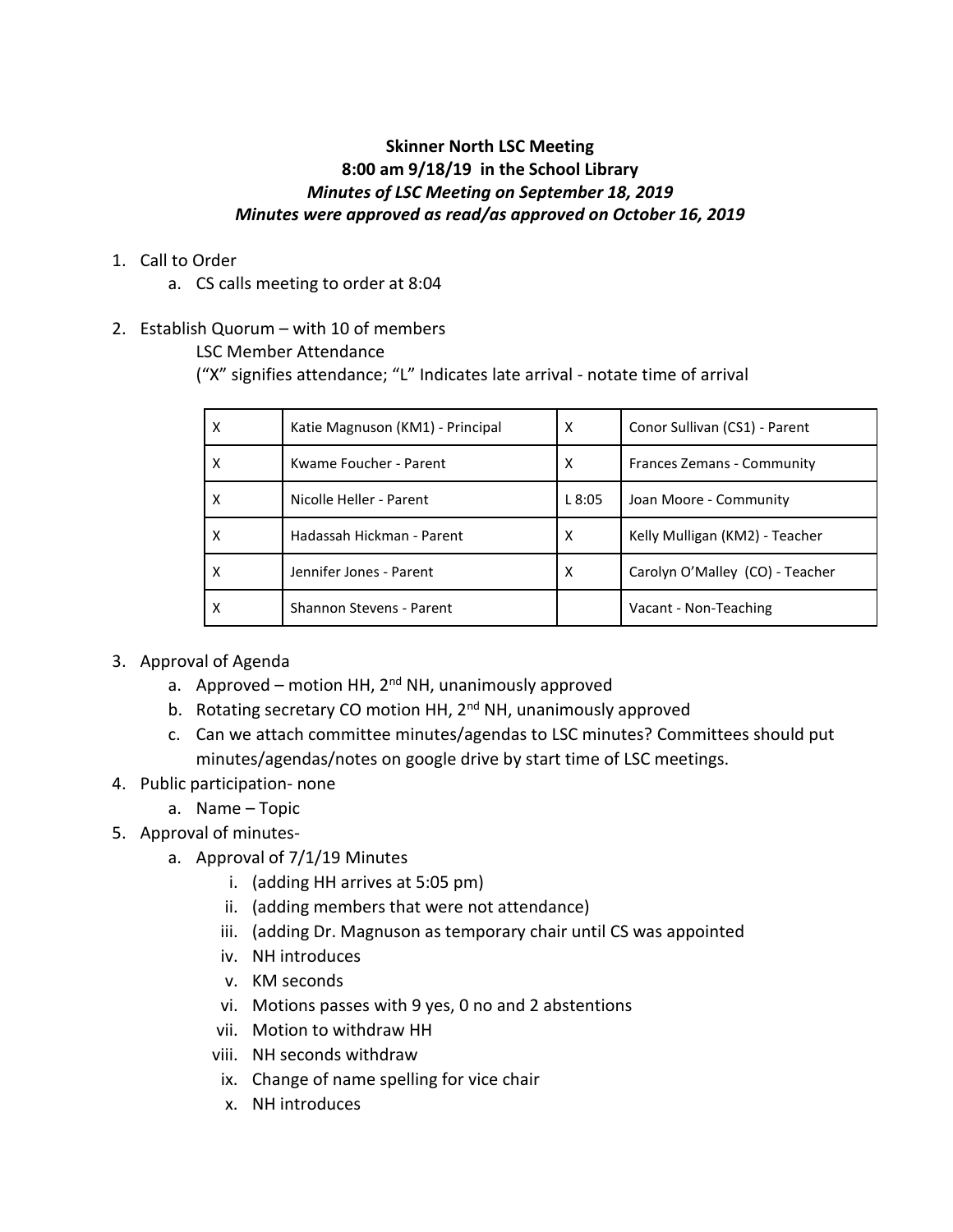**Skinner North LSC Meeting**
**8:00 am 9/18/19 in the School Library**
***Minutes of LSC Meeting on September 18, 2019***
***Minutes were approved as read/as approved on October 16, 2019***

1. Call to Order
    a. CS calls meeting to order at 8:04

2. Establish Quorum – with 10 of members
    LSC Member Attendance
    ("X" signifies attendance; "L" Indicates late arrival - notate time of arrival

| X | Katie Magnuson (KM1) - Principal | X | Conor Sullivan (CS1) - Parent |
|---|---|---|---|
| X | Kwame Foucher - Parent | X | Frances Zemans - Community |
| X | Nicolle Heller - Parent | L 8:05 | Joan Moore - Community |
| X | Hadassah Hickman - Parent | X | Kelly Mulligan (KM2) - Teacher |
| X | Jennifer Jones - Parent | X | Carolyn O'Malley (CO) - Teacher |
| X | Shannon Stevens - Parent | | Vacant - Non-Teaching |

3. Approval of Agenda
    a. Approved – motion HH, 2nd NH, unanimously approved
    b. Rotating secretary CO motion HH, 2nd NH, unanimously approved
    c. Can we attach committee minutes/agendas to LSC minutes? Committees should put minutes/agendas/notes on google drive by start time of LSC meetings.
4. Public participation- none
    a. Name – Topic
5. Approval of minutes-
    a. Approval of 7/1/19 Minutes
        i. (adding HH arrives at 5:05 pm)
        ii. (adding members that were not attendance)
        iii. (adding Dr. Magnuson as temporary chair until CS was appointed
        iv. NH introduces
        v. KM seconds
        vi. Motions passes with 9 yes, 0 no and 2 abstentions
        vii. Motion to withdraw HH
        viii. NH seconds withdraw
        ix. Change of name spelling for vice chair
        x. NH introduces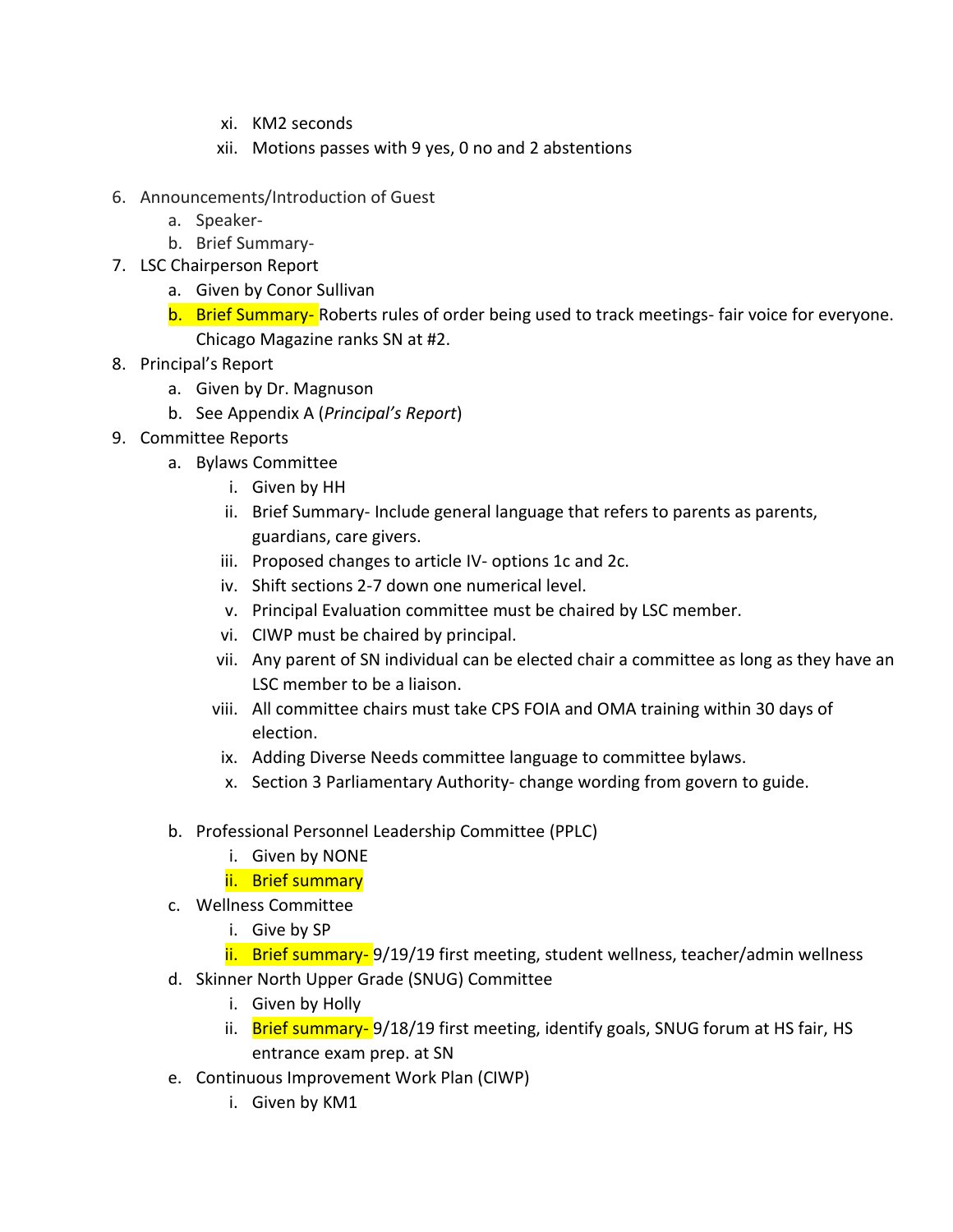xi. KM2 seconds

xii. Motions passes with 9 yes, 0 no and 2 abstentions

6. Announcements/Introduction of Guest
   a. Speaker-
   b. Brief Summary-
7. LSC Chairperson Report
   a. Given by Conor Sullivan
   b. Brief Summary- Roberts rules of order being used to track meetings- fair voice for everyone. Chicago Magazine ranks SN at #2.
8. Principal's Report
   a. Given by Dr. Magnuson
   b. See Appendix A (*Principal's Report*)
9. Committee Reports
   a. Bylaws Committee
      i. Given by HH
      ii. Brief Summary- Include general language that refers to parents as parents, guardians, care givers.
      iii. Proposed changes to article IV- options 1c and 2c.
      iv. Shift sections 2-7 down one numerical level.
      v. Principal Evaluation committee must be chaired by LSC member.
      vi. CIWP must be chaired by principal.
      vii. Any parent of SN individual can be elected chair a committee as long as they have an LSC member to be a liaison.
      viii. All committee chairs must take CPS FOIA and OMA training within 30 days of election.
      ix. Adding Diverse Needs committee language to committee bylaws.
      x. Section 3 Parliamentary Authority- change wording from govern to guide.

   b. Professional Personnel Leadership Committee (PPLC)
      i. Given by NONE
      ii. Brief summary
   c. Wellness Committee
      i. Give by SP
      ii. Brief summary- 9/19/19 first meeting, student wellness, teacher/admin wellness
   d. Skinner North Upper Grade (SNUG) Committee
      i. Given by Holly
      ii. Brief summary- 9/18/19 first meeting, identify goals, SNUG forum at HS fair, HS entrance exam prep. at SN
   e. Continuous Improvement Work Plan (CIWP)
      i. Given by KM1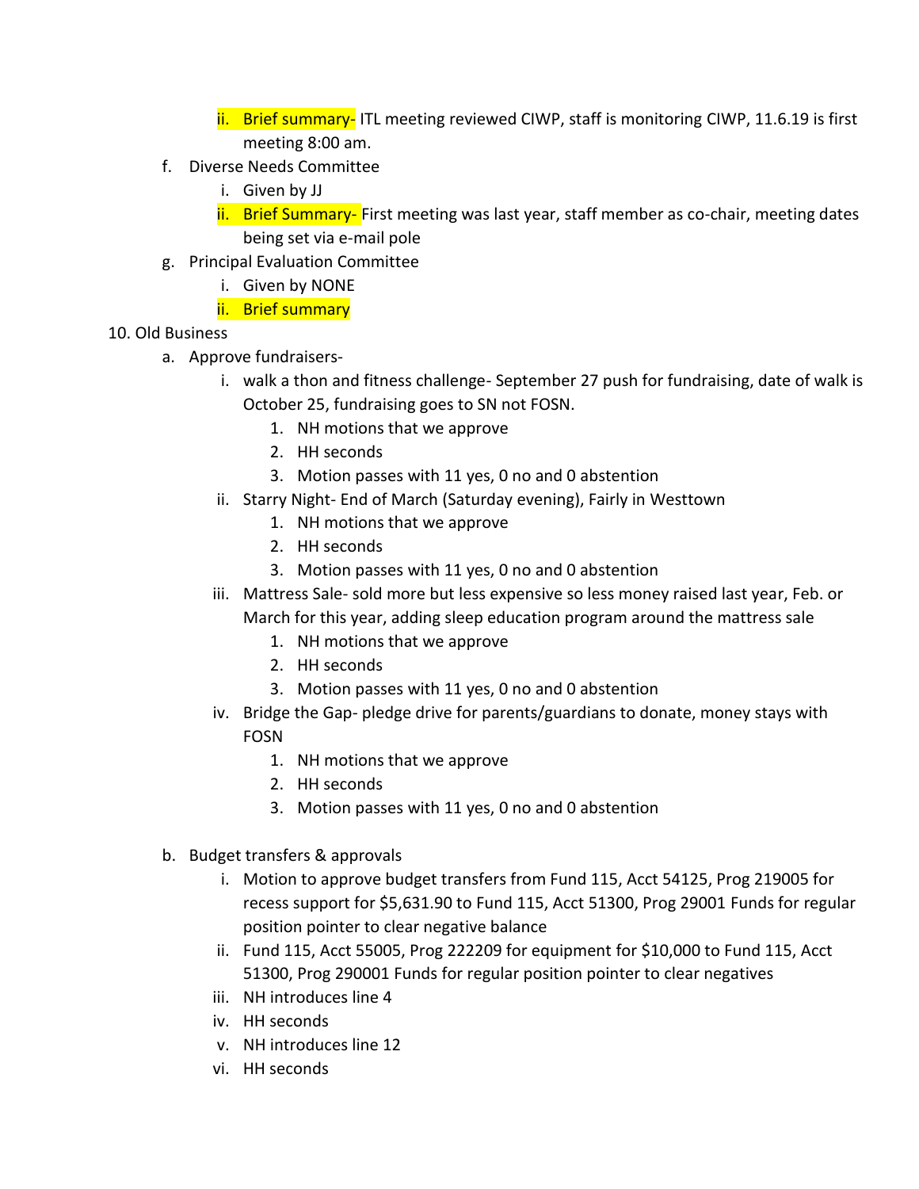ii. Brief summary- ITL meeting reviewed CIWP, staff is monitoring CIWP, 11.6.19 is first meeting 8:00 am.

  f. Diverse Needs Committee
      i. Given by JJ
      ii. Brief Summary- First meeting was last year, staff member as co-chair, meeting dates being set via e-mail pole

  g. Principal Evaluation Committee
      i. Given by NONE
      ii. Brief summary

10. Old Business

  a. Approve fundraisers-
      i. walk a thon and fitness challenge- September 27 push for fundraising, date of walk is October 25, fundraising goes to SN not FOSN.
          1. NH motions that we approve
          2. HH seconds
          3. Motion passes with 11 yes, 0 no and 0 abstention
      ii. Starry Night- End of March (Saturday evening), Fairly in Westtown
          1. NH motions that we approve
          2. HH seconds
          3. Motion passes with 11 yes, 0 no and 0 abstention
      iii. Mattress Sale- sold more but less expensive so less money raised last year, Feb. or March for this year, adding sleep education program around the mattress sale
          1. NH motions that we approve
          2. HH seconds
          3. Motion passes with 11 yes, 0 no and 0 abstention
      iv. Bridge the Gap- pledge drive for parents/guardians to donate, money stays with FOSN
          1. NH motions that we approve
          2. HH seconds
          3. Motion passes with 11 yes, 0 no and 0 abstention

  b. Budget transfers & approvals
      i. Motion to approve budget transfers from Fund 115, Acct 54125, Prog 219005 for recess support for $5,631.90 to Fund 115, Acct 51300, Prog 29001 Funds for regular position pointer to clear negative balance
      ii. Fund 115, Acct 55005, Prog 222209 for equipment for $10,000 to Fund 115, Acct 51300, Prog 290001 Funds for regular position pointer to clear negatives
      iii. NH introduces line 4
      iv. HH seconds
      v. NH introduces line 12
      vi. HH seconds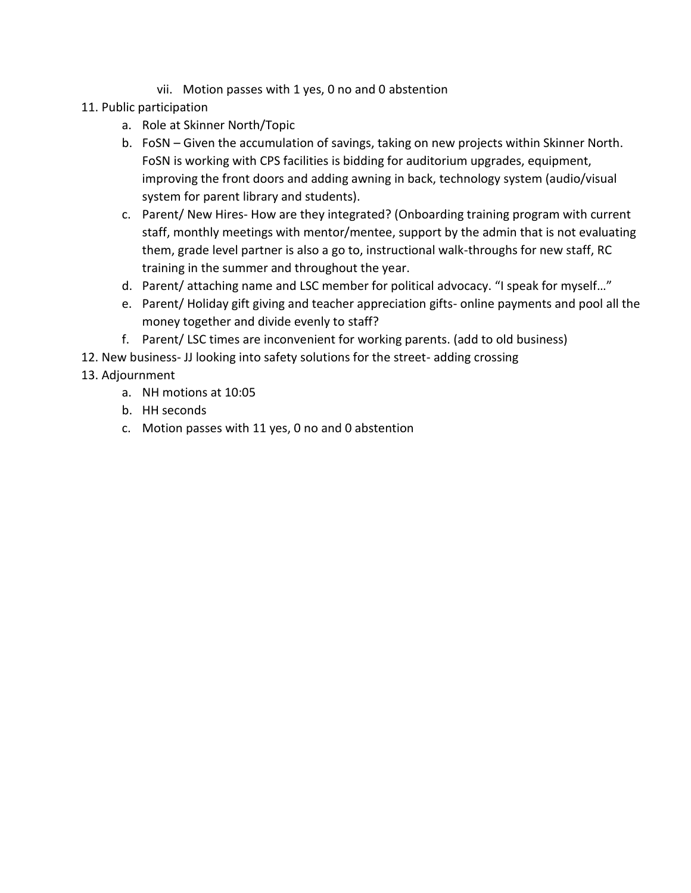vii. Motion passes with 1 yes, 0 no and 0 abstention

11. Public participation
    a. Role at Skinner North/Topic
    b. FoSN – Given the accumulation of savings, taking on new projects within Skinner North. FoSN is working with CPS facilities is bidding for auditorium upgrades, equipment, improving the front doors and adding awning in back, technology system (audio/visual system for parent library and students).
    c. Parent/ New Hires- How are they integrated? (Onboarding training program with current staff, monthly meetings with mentor/mentee, support by the admin that is not evaluating them, grade level partner is also a go to, instructional walk-throughs for new staff, RC training in the summer and throughout the year.
    d. Parent/ attaching name and LSC member for political advocacy. "I speak for myself…"
    e. Parent/ Holiday gift giving and teacher appreciation gifts- online payments and pool all the money together and divide evenly to staff?
    f. Parent/ LSC times are inconvenient for working parents. (add to old business)
12. New business- JJ looking into safety solutions for the street- adding crossing
13. Adjournment
    a. NH motions at 10:05
    b. HH seconds
    c. Motion passes with 11 yes, 0 no and 0 abstention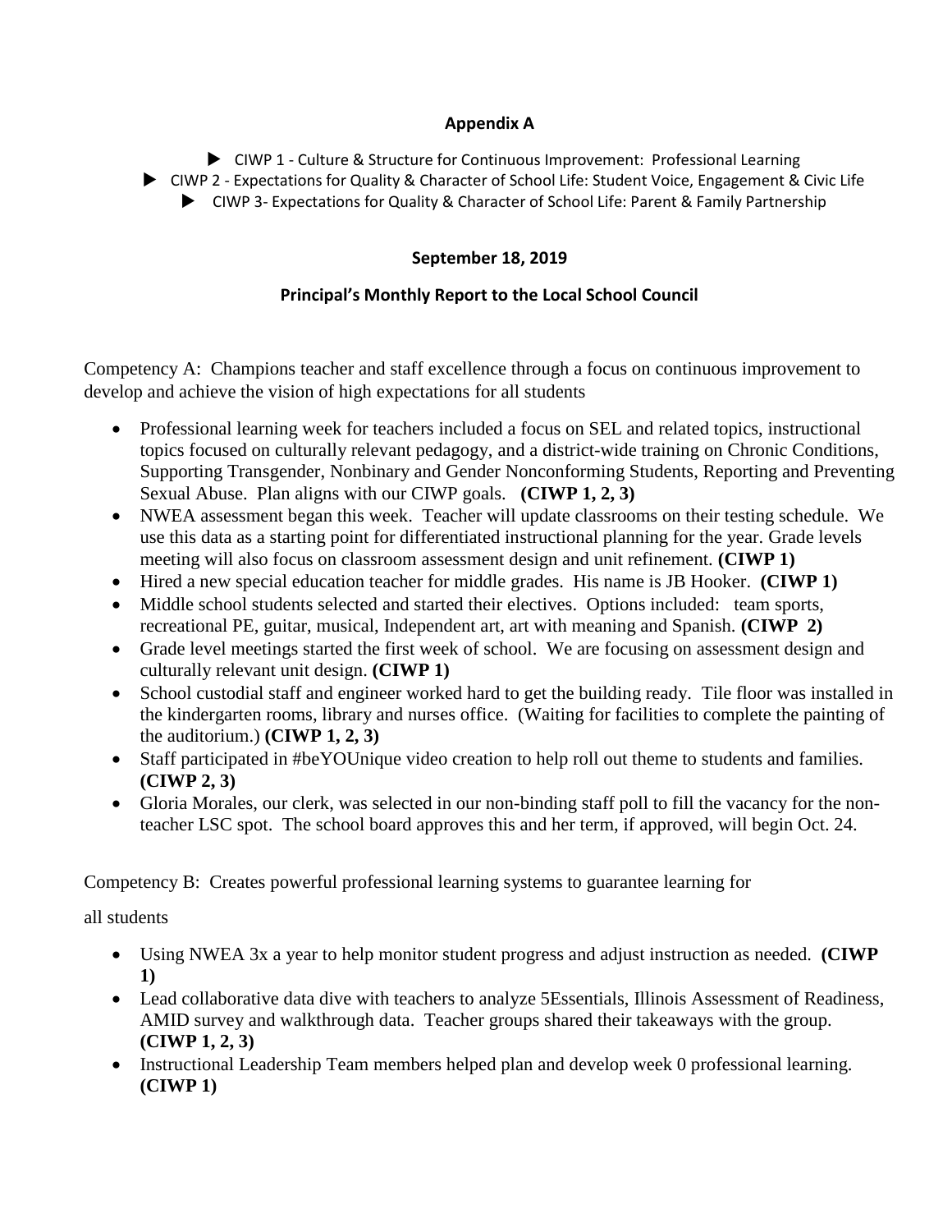**Appendix A**

- ▶ CIWP 1 - Culture & Structure for Continuous Improvement: Professional Learning
- ▶ CIWP 2 - Expectations for Quality & Character of School Life: Student Voice, Engagement & Civic Life
- ▶ CIWP 3- Expectations for Quality & Character of School Life: Parent & Family Partnership

**September 18, 2019**

**Principal's Monthly Report to the Local School Council**

Competency A: Champions teacher and staff excellence through a focus on continuous improvement to develop and achieve the vision of high expectations for all students

- Professional learning week for teachers included a focus on SEL and related topics, instructional topics focused on culturally relevant pedagogy, and a district-wide training on Chronic Conditions, Supporting Transgender, Nonbinary and Gender Nonconforming Students, Reporting and Preventing Sexual Abuse. Plan aligns with our CIWP goals. **(CIWP 1, 2, 3)**
- NWEA assessment began this week. Teacher will update classrooms on their testing schedule. We use this data as a starting point for differentiated instructional planning for the year. Grade levels meeting will also focus on classroom assessment design and unit refinement. **(CIWP 1)**
- Hired a new special education teacher for middle grades. His name is JB Hooker. **(CIWP 1)**
- Middle school students selected and started their electives. Options included: team sports, recreational PE, guitar, musical, Independent art, art with meaning and Spanish. **(CIWP 2)**
- Grade level meetings started the first week of school. We are focusing on assessment design and culturally relevant unit design. **(CIWP 1)**
- School custodial staff and engineer worked hard to get the building ready. Tile floor was installed in the kindergarten rooms, library and nurses office. (Waiting for facilities to complete the painting of the auditorium.) **(CIWP 1, 2, 3)**
- Staff participated in #beYOUnique video creation to help roll out theme to students and families. **(CIWP 2, 3)**
- Gloria Morales, our clerk, was selected in our non-binding staff poll to fill the vacancy for the non-teacher LSC spot. The school board approves this and her term, if approved, will begin Oct. 24.

Competency B: Creates powerful professional learning systems to guarantee learning for all students

- Using NWEA 3x a year to help monitor student progress and adjust instruction as needed. **(CIWP 1)**
- Lead collaborative data dive with teachers to analyze 5Essentials, Illinois Assessment of Readiness, AMID survey and walkthrough data. Teacher groups shared their takeaways with the group. **(CIWP 1, 2, 3)**
- Instructional Leadership Team members helped plan and develop week 0 professional learning. **(CIWP 1)**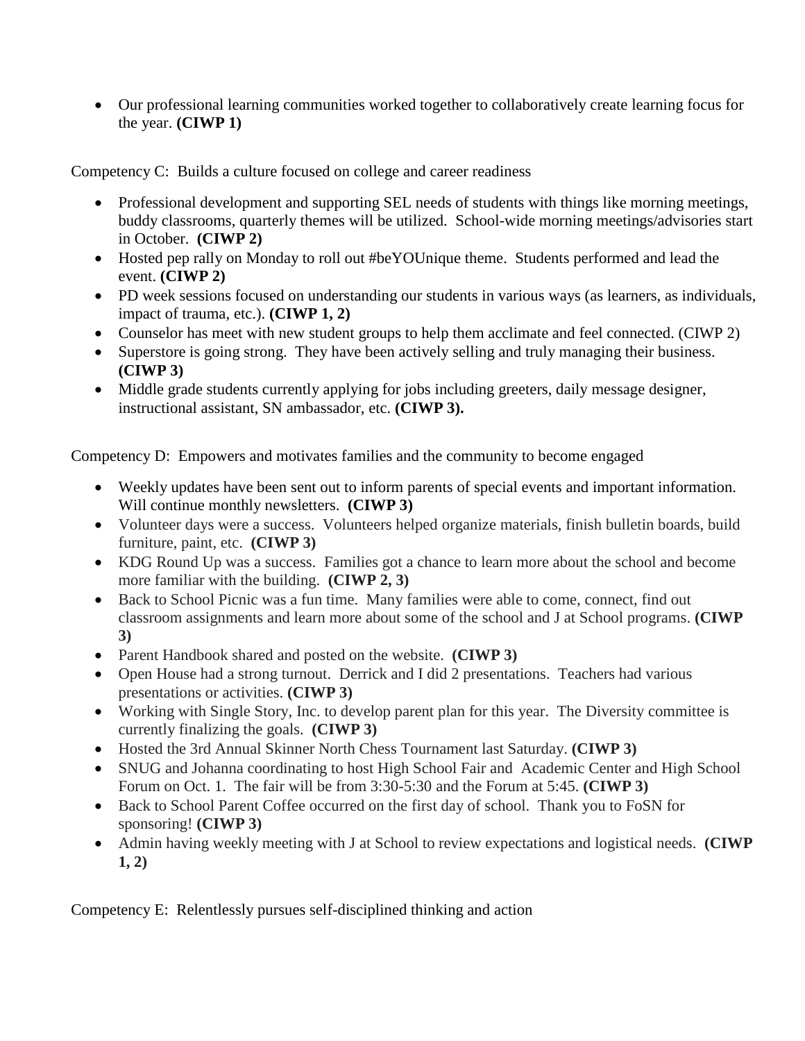- Our professional learning communities worked together to collaboratively create learning focus for the year. **(CIWP 1)**

Competency C: Builds a culture focused on college and career readiness

- Professional development and supporting SEL needs of students with things like morning meetings, buddy classrooms, quarterly themes will be utilized. School-wide morning meetings/advisories start in October. **(CIWP 2)**
- Hosted pep rally on Monday to roll out #beYOUnique theme. Students performed and lead the event. **(CIWP 2)**
- PD week sessions focused on understanding our students in various ways (as learners, as individuals, impact of trauma, etc.). **(CIWP 1, 2)**
- Counselor has meet with new student groups to help them acclimate and feel connected. (CIWP 2)
- Superstore is going strong. They have been actively selling and truly managing their business. **(CIWP 3)**
- Middle grade students currently applying for jobs including greeters, daily message designer, instructional assistant, SN ambassador, etc. **(CIWP 3).**

Competency D: Empowers and motivates families and the community to become engaged

- Weekly updates have been sent out to inform parents of special events and important information. Will continue monthly newsletters. **(CIWP 3)**
- Volunteer days were a success. Volunteers helped organize materials, finish bulletin boards, build furniture, paint, etc. **(CIWP 3)**
- KDG Round Up was a success. Families got a chance to learn more about the school and become more familiar with the building. **(CIWP 2, 3)**
- Back to School Picnic was a fun time. Many families were able to come, connect, find out classroom assignments and learn more about some of the school and J at School programs. **(CIWP 3)**
- Parent Handbook shared and posted on the website. **(CIWP 3)**
- Open House had a strong turnout. Derrick and I did 2 presentations. Teachers had various presentations or activities. **(CIWP 3)**
- Working with Single Story, Inc. to develop parent plan for this year. The Diversity committee is currently finalizing the goals. **(CIWP 3)**
- Hosted the 3rd Annual Skinner North Chess Tournament last Saturday. **(CIWP 3)**
- SNUG and Johanna coordinating to host High School Fair and Academic Center and High School Forum on Oct. 1. The fair will be from 3:30-5:30 and the Forum at 5:45. **(CIWP 3)**
- Back to School Parent Coffee occurred on the first day of school. Thank you to FoSN for sponsoring! **(CIWP 3)**
- Admin having weekly meeting with J at School to review expectations and logistical needs. **(CIWP 1, 2)**

Competency E: Relentlessly pursues self-disciplined thinking and action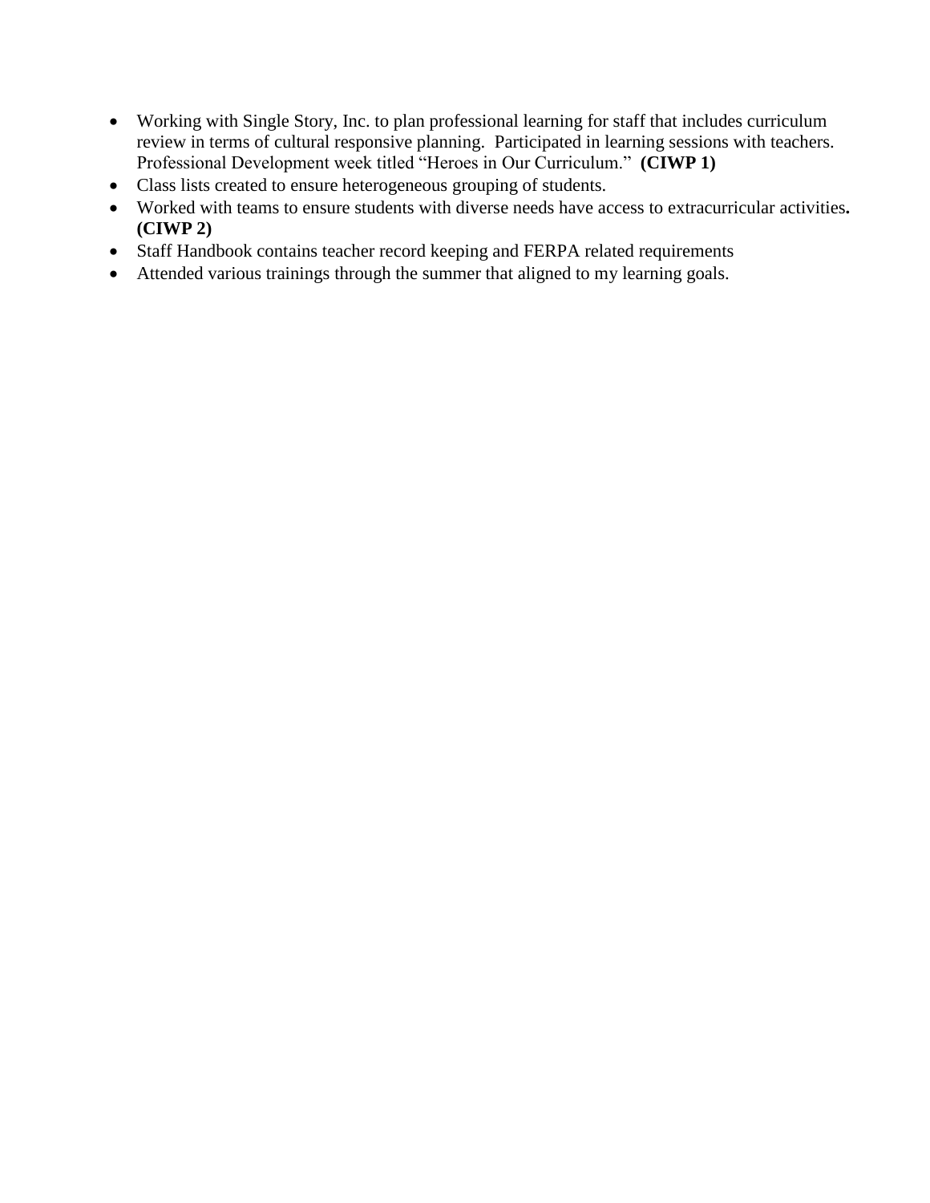- Working with Single Story, Inc. to plan professional learning for staff that includes curriculum review in terms of cultural responsive planning. Participated in learning sessions with teachers. Professional Development week titled "Heroes in Our Curriculum." **(CIWP 1)**
- Class lists created to ensure heterogeneous grouping of students.
- Worked with teams to ensure students with diverse needs have access to extracurricular activities**. (CIWP 2)**
- Staff Handbook contains teacher record keeping and FERPA related requirements
- Attended various trainings through the summer that aligned to my learning goals.